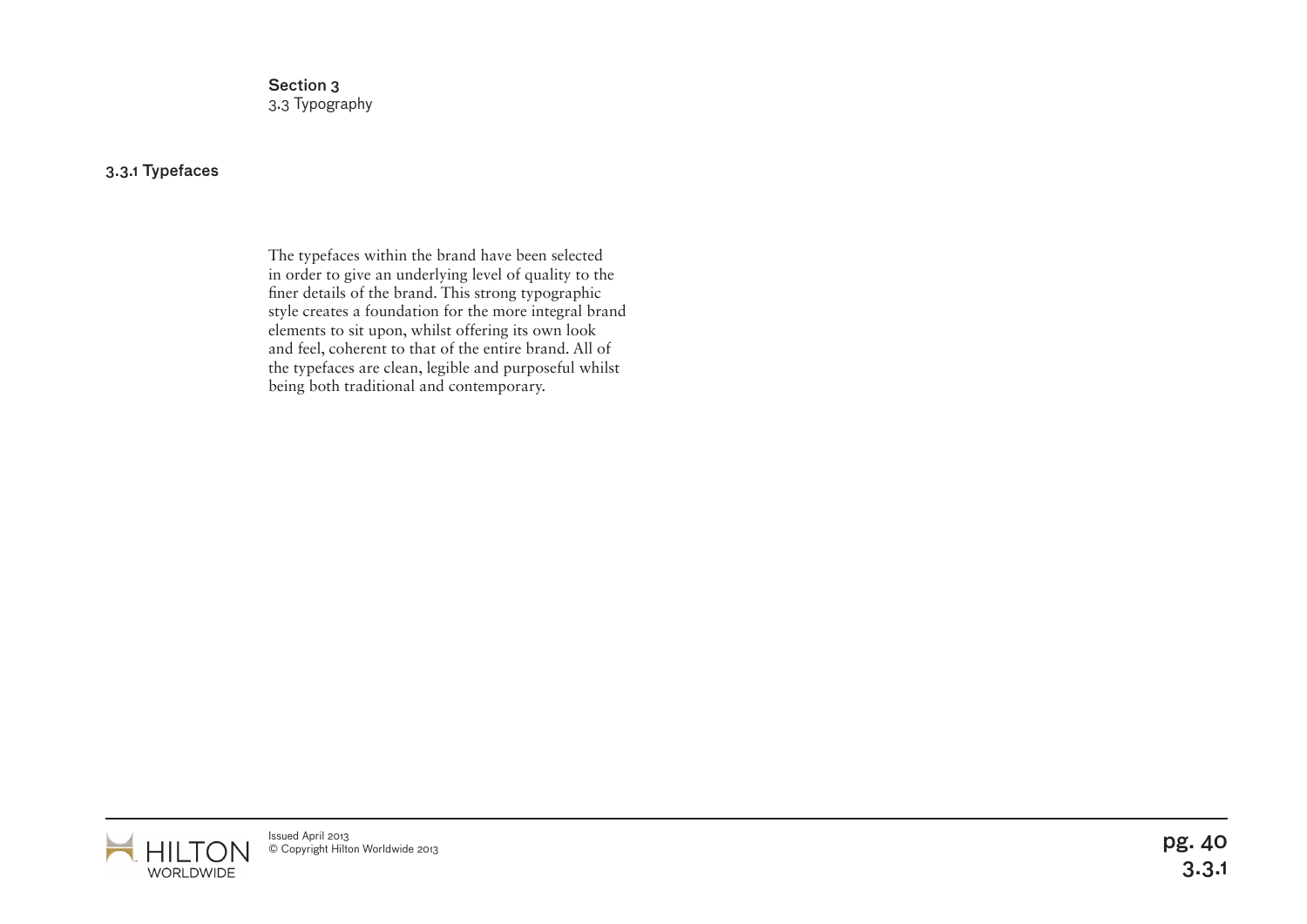Section 3
3.3 Typography

### 3.3.1 Typefaces

The typefaces within the brand have been selected in order to give an underlying level of quality to the finer details of the brand. This strong typographic style creates a foundation for the more integral brand elements to sit upon, whilst offering its own look and feel, coherent to that of the entire brand. All of the typefaces are clean, legible and purposeful whilst being both traditional and contemporary.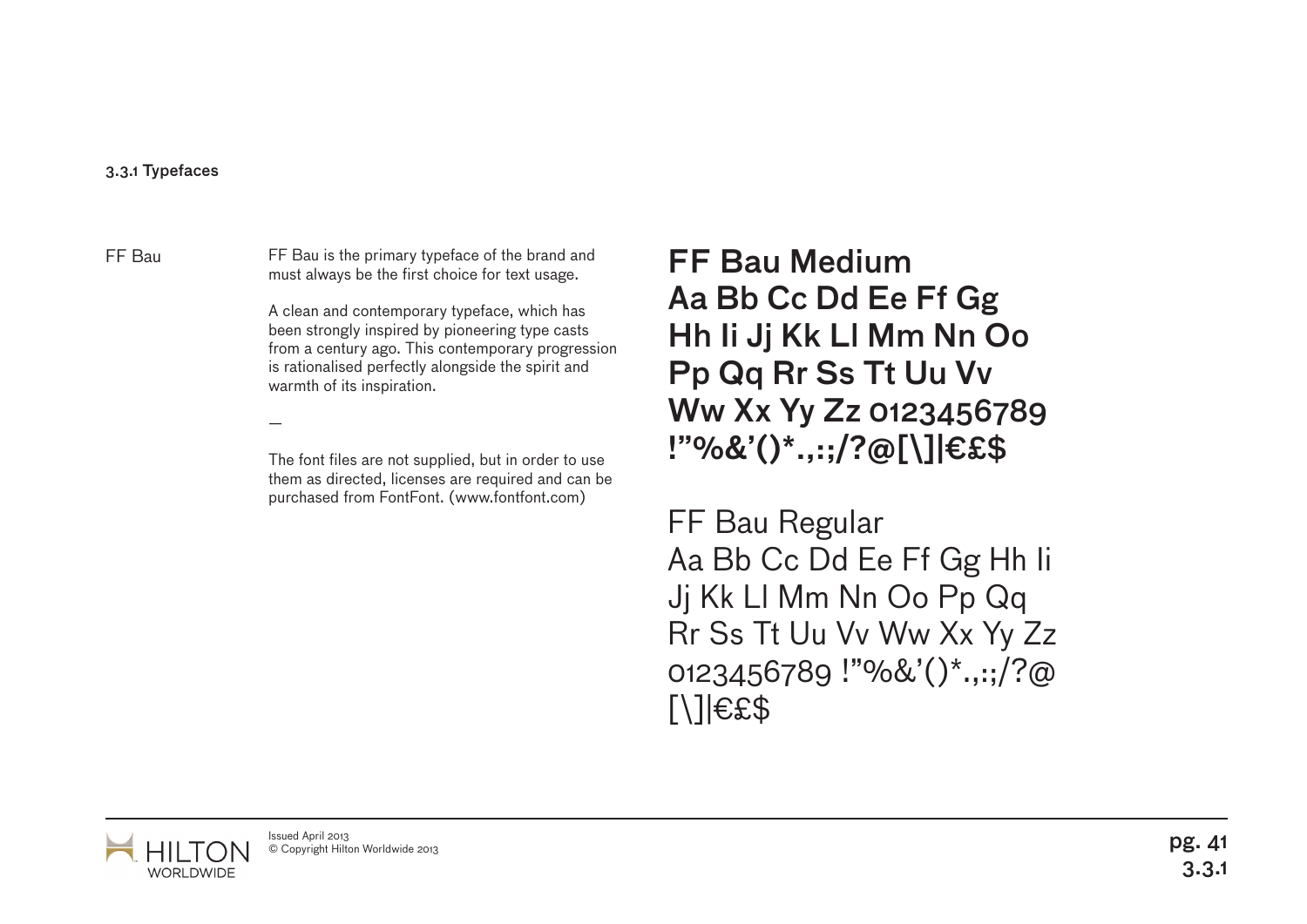### 3.3.1 Typefaces

FF Bau

FF Bau is the primary typeface of the brand and must always be the first choice for text usage.

A clean and contemporary typeface, which has been strongly inspired by pioneering type casts from a century ago. This contemporary progression is rationalised perfectly alongside the spirit and warmth of its inspiration.

—

The font files are not supplied, but in order to use them as directed, licenses are required and can be purchased from FontFont. (www.fontfont.com)

**FF Bau Medium**
**Aa Bb Cc Dd Ee Ff Gg**
**Hh Ii Jj Kk Ll Mm Nn Oo**
**Pp Qq Rr Ss Tt Uu Vv**
**Ww Xx Yy Zz 0123456789**
**!"%&'()*.,:;/?@[\]|€£$**

FF Bau Regular
Aa Bb Cc Dd Ee Ff Gg Hh Ii
Jj Kk Ll Mm Nn Oo Pp Qq
Rr Ss Tt Uu Vv Ww Xx Yy Zz
0123456789 !"%&'()*.,:;/?@
[\]|€£$

Issued April 2013
© Copyright Hilton Worldwide 2013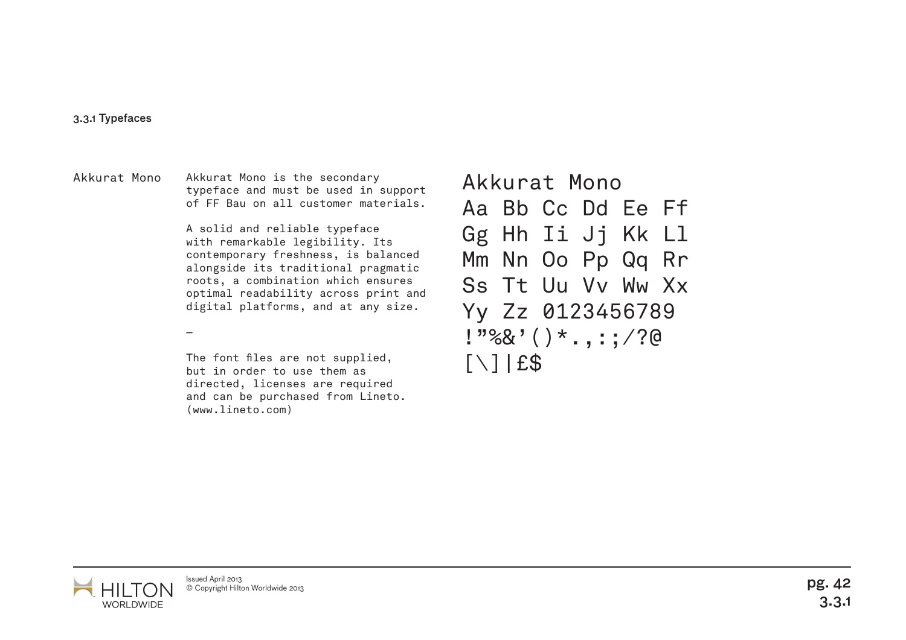### 3.3.1 Typefaces

**Akkurat Mono**

Akkurat Mono is the secondary typeface and must be used in support of FF Bau on all customer materials.

A solid and reliable typeface with remarkable legibility. Its contemporary freshness, is balanced alongside its traditional pragmatic roots, a combination which ensures optimal readability across print and digital platforms, and at any size.

–

The font files are not supplied, but in order to use them as directed, licenses are required and can be purchased from Lineto. (www.lineto.com)

Akkurat Mono
Aa Bb Cc Dd Ee Ff
Gg Hh Ii Jj Kk Ll
Mm Nn Oo Pp Qq Rr
Ss Tt Uu Vv Ww Xx
Yy Zz 0123456789
!"%&'()*.,:;/?@
[\]|£$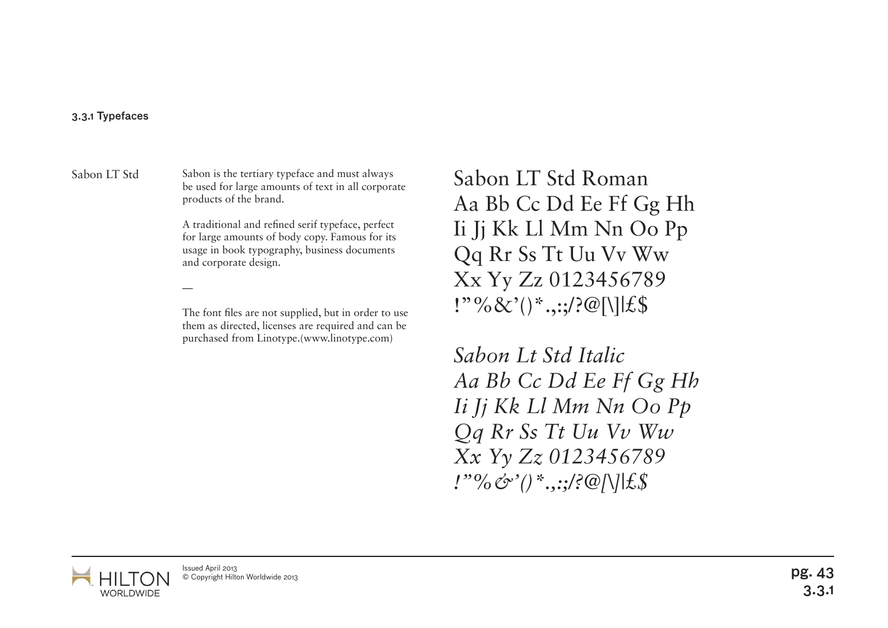### 3.3.1 Typefaces

Sabon LT Std

Sabon is the tertiary typeface and must always be used for large amounts of text in all corporate products of the brand.

A traditional and refined serif typeface, perfect for large amounts of body copy. Famous for its usage in book typography, business documents and corporate design.

—

The font files are not supplied, but in order to use them as directed, licenses are required and can be purchased from Linotype.(www.linotype.com)

Sabon LT Std Roman
Aa Bb Cc Dd Ee Ff Gg Hh
Ii Jj Kk Ll Mm Nn Oo Pp
Qq Rr Ss Tt Uu Vv Ww
Xx Yy Zz 0123456789
!"%&'()*.,:;/?@[\]|£$

*Sabon Lt Std Italic*
*Aa Bb Cc Dd Ee Ff Gg Hh*
*Ii Jj Kk Ll Mm Nn Oo Pp*
*Qq Rr Ss Tt Uu Vv Ww*
*Xx Yy Zz 0123456789*
*!"%&'()*.,:;/?@[\]|£$*

Issued April 2013
© Copyright Hilton Worldwide 2013